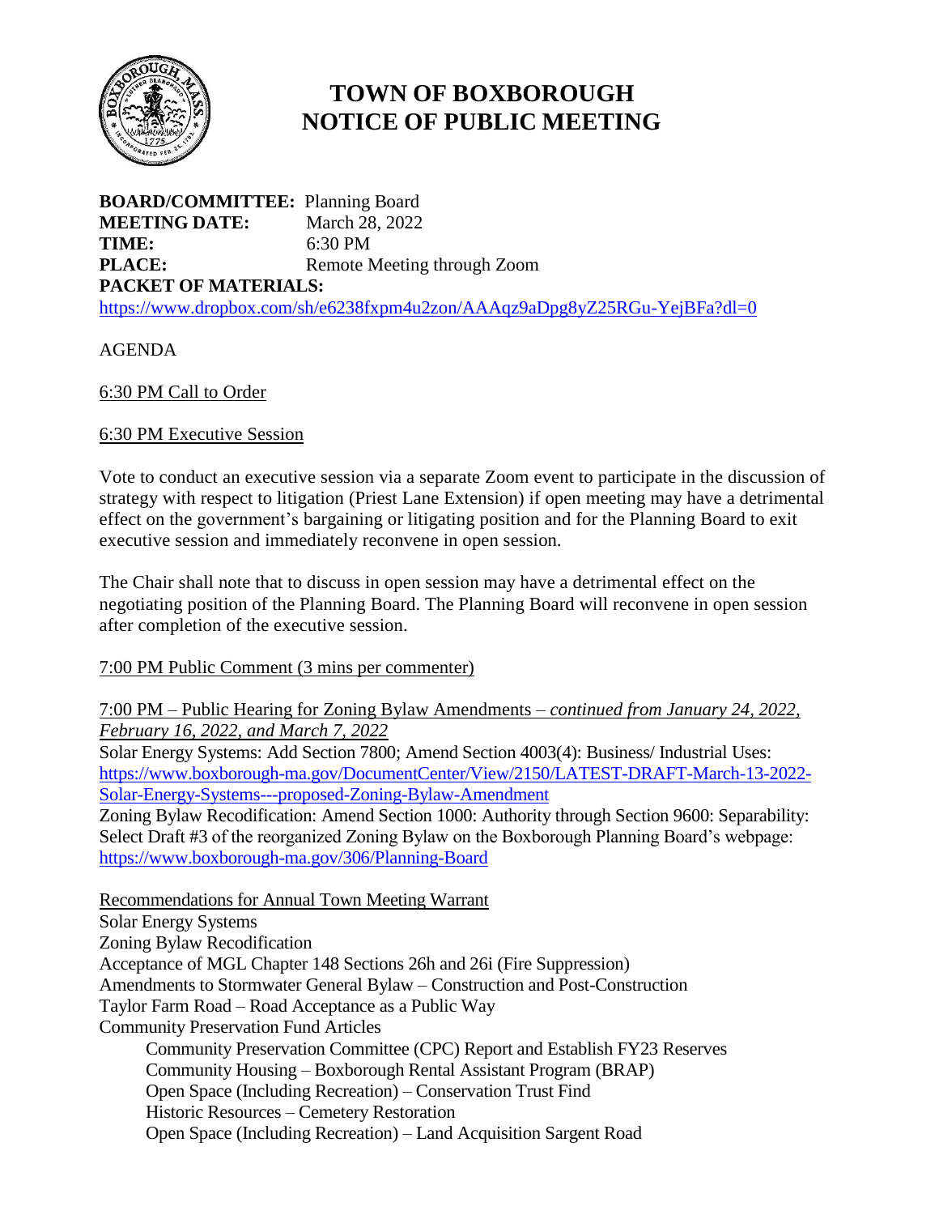# TOWN OF BOXBOROUGH
# NOTICE OF PUBLIC MEETING

**BOARD/COMMITTEE:** Planning Board
**MEETING DATE:** March 28, 2022
**TIME:** 6:30 PM
**PLACE:** Remote Meeting through Zoom
**PACKET OF MATERIALS:**
https://www.dropbox.com/sh/e6238fxpm4u2zon/AAAqz9aDpg8yZ25RGu-YejBFa?dl=0

AGENDA

6:30 PM Call to Order

6:30 PM Executive Session

Vote to conduct an executive session via a separate Zoom event to participate in the discussion of strategy with respect to litigation (Priest Lane Extension) if open meeting may have a detrimental effect on the government's bargaining or litigating position and for the Planning Board to exit executive session and immediately reconvene in open session.

The Chair shall note that to discuss in open session may have a detrimental effect on the negotiating position of the Planning Board. The Planning Board will reconvene in open session after completion of the executive session.

7:00 PM Public Comment (3 mins per commenter)

7:00 PM – Public Hearing for Zoning Bylaw Amendments – *continued from January 24, 2022, February 16, 2022, and March 7, 2022*
Solar Energy Systems: Add Section 7800; Amend Section 4003(4): Business/ Industrial Uses: https://www.boxborough-ma.gov/DocumentCenter/View/2150/LATEST-DRAFT-March-13-2022-Solar-Energy-Systems---proposed-Zoning-Bylaw-Amendment
Zoning Bylaw Recodification: Amend Section 1000: Authority through Section 9600: Separability: Select Draft #3 of the reorganized Zoning Bylaw on the Boxborough Planning Board's webpage: https://www.boxborough-ma.gov/306/Planning-Board

Recommendations for Annual Town Meeting Warrant
Solar Energy Systems
Zoning Bylaw Recodification
Acceptance of MGL Chapter 148 Sections 26h and 26i (Fire Suppression)
Amendments to Stormwater General Bylaw – Construction and Post-Construction
Taylor Farm Road – Road Acceptance as a Public Way
Community Preservation Fund Articles
- Community Preservation Committee (CPC) Report and Establish FY23 Reserves
- Community Housing – Boxborough Rental Assistant Program (BRAP)
- Open Space (Including Recreation) – Conservation Trust Find
- Historic Resources – Cemetery Restoration
- Open Space (Including Recreation) – Land Acquisition Sargent Road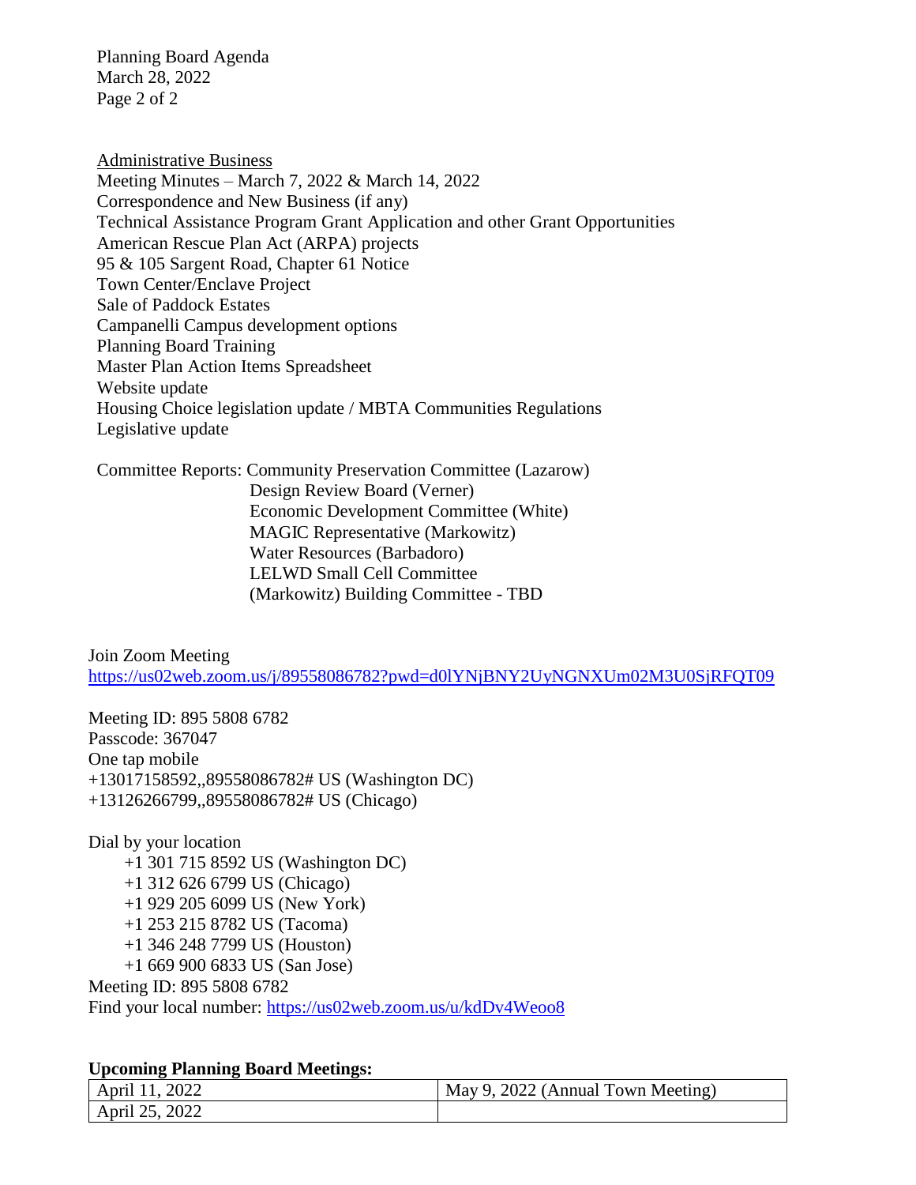Administrative Business

Meeting Minutes – March 7, 2022 & March 14, 2022
Correspondence and New Business (if any)
Technical Assistance Program Grant Application and other Grant Opportunities
American Rescue Plan Act (ARPA) projects
95 & 105 Sargent Road, Chapter 61 Notice
Town Center/Enclave Project
Sale of Paddock Estates
Campanelli Campus development options
Planning Board Training
Master Plan Action Items Spreadsheet
Website update
Housing Choice legislation update / MBTA Communities Regulations
Legislative update

Committee Reports: Community Preservation Committee (Lazarow)
Design Review Board (Verner)
Economic Development Committee (White)
MAGIC Representative (Markowitz)
Water Resources (Barbadoro)
LELWD Small Cell Committee
(Markowitz) Building Committee - TBD

Join Zoom Meeting
https://us02web.zoom.us/j/89558086782?pwd=d0lYNjBNY2UyNGNXUm02M3U0SjRFQT09

Meeting ID: 895 5808 6782
Passcode: 367047
One tap mobile
+13017158592,,89558086782# US (Washington DC)
+13126266799,,89558086782# US (Chicago)

Dial by your location
+1 301 715 8592 US (Washington DC)
+1 312 626 6799 US (Chicago)
+1 929 205 6099 US (New York)
+1 253 215 8782 US (Tacoma)
+1 346 248 7799 US (Houston)
+1 669 900 6833 US (San Jose)
Meeting ID: 895 5808 6782
Find your local number: https://us02web.zoom.us/u/kdDv4Weoo8

**Upcoming Planning Board Meetings:**

| | |
|---|---|
| April 11, 2022 | May 9, 2022 (Annual Town Meeting) |
| April 25, 2022 | |